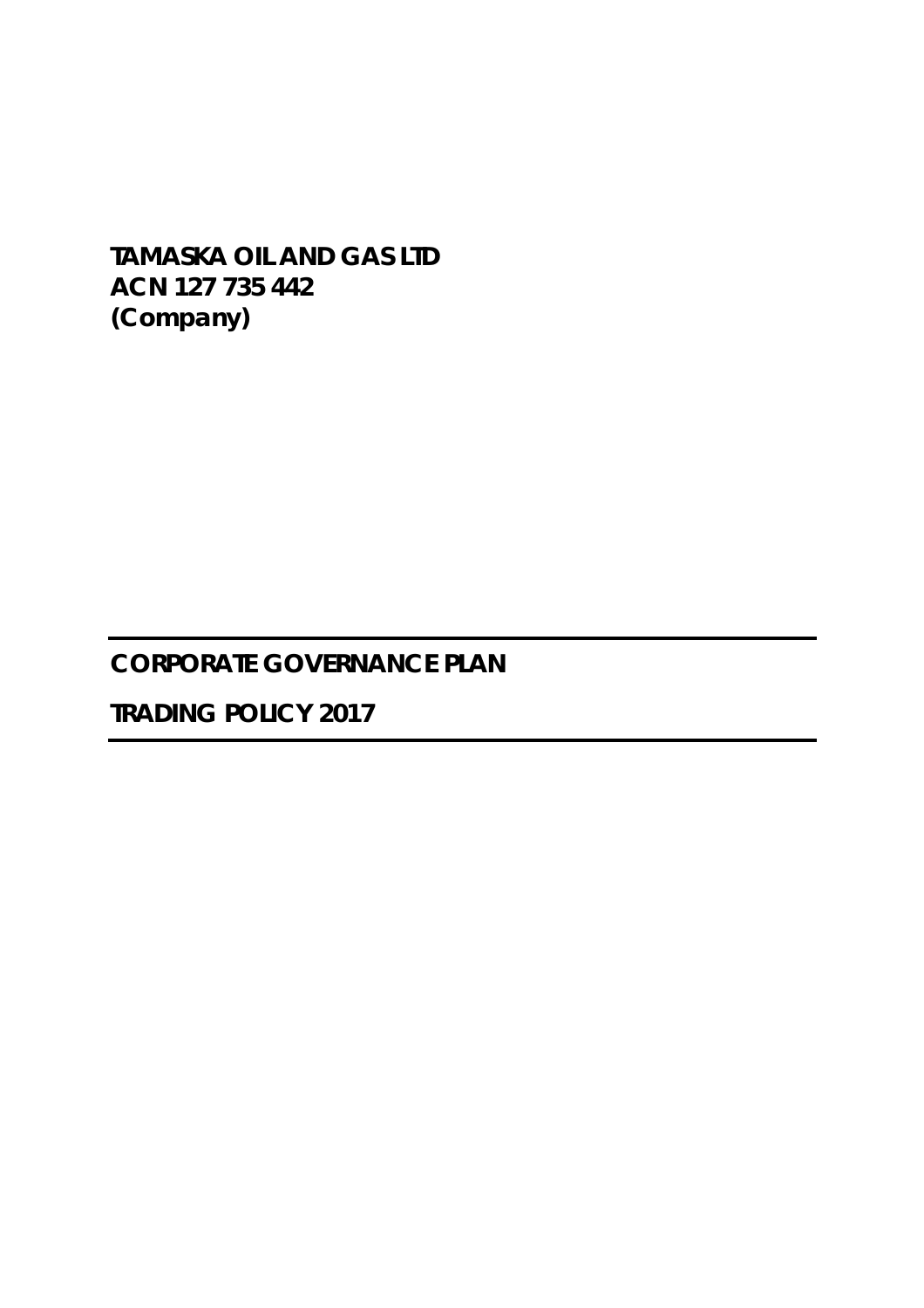**TAMASKA OIL AND GAS LTD**
**ACN 127 735 442**
**(Company)**

---

# CORPORATE GOVERNANCE PLAN

# TRADING POLICY 2017

---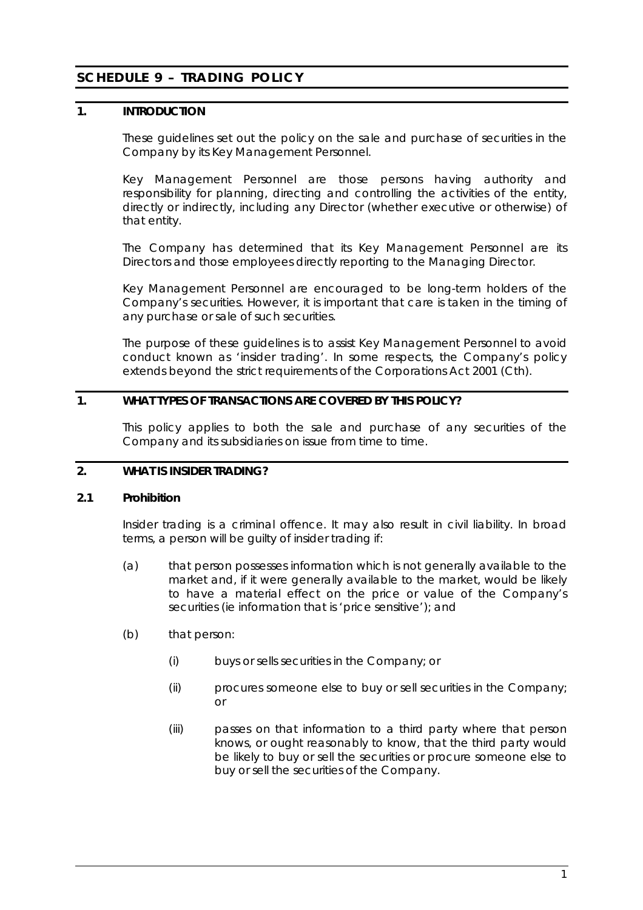# SCHEDULE 9 – TRADING POLICY

## 1. INTRODUCTION

These guidelines set out the policy on the sale and purchase of securities in the Company by its Key Management Personnel.

Key Management Personnel are those persons having authority and responsibility for planning, directing and controlling the activities of the entity, directly or indirectly, including any Director (whether executive or otherwise) of that entity.

The Company has determined that its Key Management Personnel are its Directors and those employees directly reporting to the Managing Director.

Key Management Personnel are encouraged to be long-term holders of the Company's securities. However, it is important that care is taken in the timing of any purchase or sale of such securities.

The purpose of these guidelines is to assist Key Management Personnel to avoid conduct known as 'insider trading'. In some respects, the Company's policy extends beyond the strict requirements of the Corporations Act 2001 (Cth).

## 1. WHAT TYPES OF TRANSACTIONS ARE COVERED BY THIS POLICY?

This policy applies to both the sale and purchase of any securities of the Company and its subsidiaries on issue from time to time.

## 2. WHAT IS INSIDER TRADING?

### 2.1 Prohibition

Insider trading is a criminal offence. It may also result in civil liability. In broad terms, a person will be guilty of insider trading if:

(a) that person possesses information which is not generally available to the market and, if it were generally available to the market, would be likely to have a material effect on the price or value of the Company's securities (ie information that is 'price sensitive'); and

(b) that person:

- (i) buys or sells securities in the Company; or
- (ii) procures someone else to buy or sell securities in the Company; or
- (iii) passes on that information to a third party where that person knows, or ought reasonably to know, that the third party would be likely to buy or sell the securities or procure someone else to buy or sell the securities of the Company.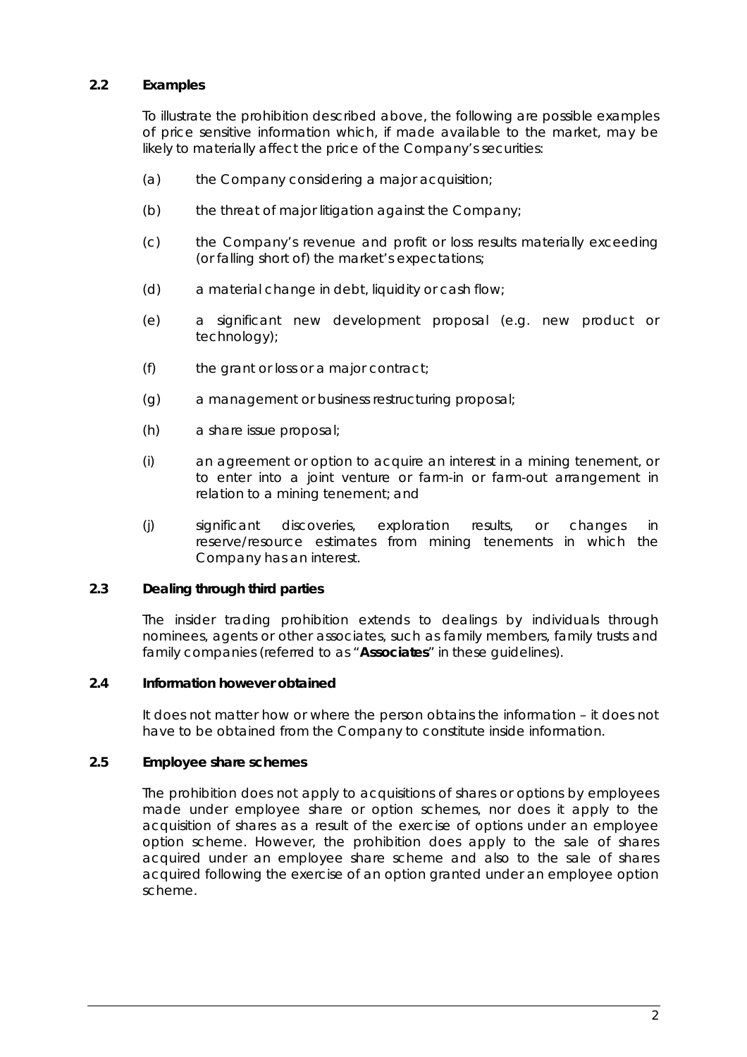### 2.2 Examples

To illustrate the prohibition described above, the following are possible examples of price sensitive information which, if made available to the market, may be likely to materially affect the price of the Company's securities:

(a) the Company considering a major acquisition;

(b) the threat of major litigation against the Company;

(c) the Company's revenue and profit or loss results materially exceeding (or falling short of) the market's expectations;

(d) a material change in debt, liquidity or cash flow;

(e) a significant new development proposal (e.g. new product or technology);

(f) the grant or loss or a major contract;

(g) a management or business restructuring proposal;

(h) a share issue proposal;

(i) an agreement or option to acquire an interest in a mining tenement, or to enter into a joint venture or farm-in or farm-out arrangement in relation to a mining tenement; and

(j) significant discoveries, exploration results, or changes in reserve/resource estimates from mining tenements in which the Company has an interest.

### 2.3 Dealing through third parties

The insider trading prohibition extends to dealings by individuals through nominees, agents or other associates, such as family members, family trusts and family companies (referred to as "**Associates**" in these guidelines).

### 2.4 Information however obtained

It does not matter how or where the person obtains the information – it does not have to be obtained from the Company to constitute inside information.

### 2.5 Employee share schemes

The prohibition does not apply to acquisitions of shares or options by employees made under employee share or option schemes, nor does it apply to the acquisition of shares as a result of the exercise of options under an employee option scheme. However, the prohibition does apply to the sale of shares acquired under an employee share scheme and also to the sale of shares acquired following the exercise of an option granted under an employee option scheme.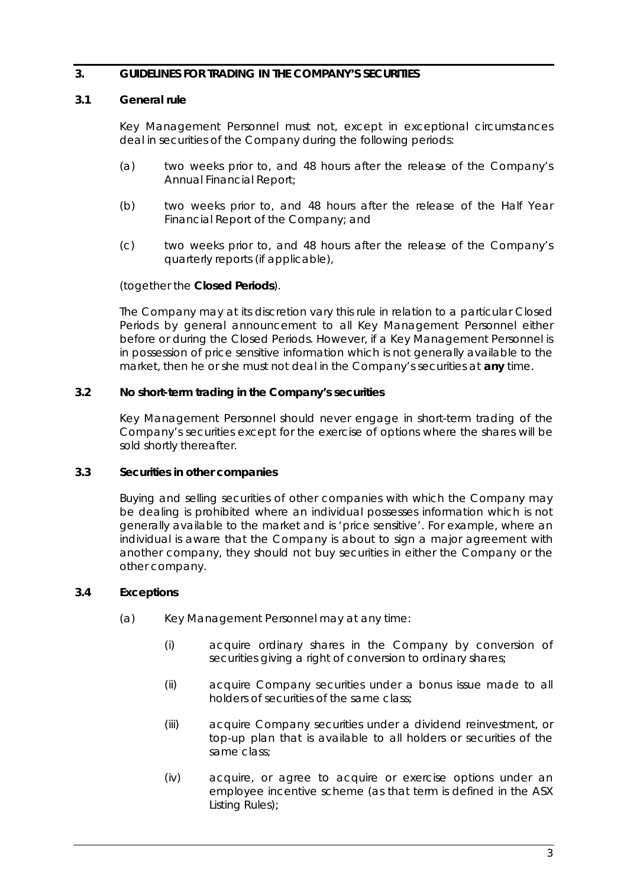## 3. GUIDELINES FOR TRADING IN THE COMPANY'S SECURITIES

### 3.1 General rule

Key Management Personnel must not, except in exceptional circumstances deal in securities of the Company during the following periods:

(a) two weeks prior to, and 48 hours after the release of the Company's Annual Financial Report;

(b) two weeks prior to, and 48 hours after the release of the Half Year Financial Report of the Company; and

(c) two weeks prior to, and 48 hours after the release of the Company's quarterly reports (if applicable),

(together the **Closed Periods**).

The Company may at its discretion vary this rule in relation to a particular Closed Periods by general announcement to all Key Management Personnel either before or during the Closed Periods. However, if a Key Management Personnel is in possession of price sensitive information which is not generally available to the market, then he or she must not deal in the Company's securities at **any** time.

### 3.2 No short-term trading in the Company's securities

Key Management Personnel should never engage in short-term trading of the Company's securities except for the exercise of options where the shares will be sold shortly thereafter.

### 3.3 Securities in other companies

Buying and selling securities of other companies with which the Company may be dealing is prohibited where an individual possesses information which is not generally available to the market and is 'price sensitive'. For example, where an individual is aware that the Company is about to sign a major agreement with another company, they should not buy securities in either the Company or the other company.

### 3.4 Exceptions

(a) Key Management Personnel may at any time:

(i) acquire ordinary shares in the Company by conversion of securities giving a right of conversion to ordinary shares;

(ii) acquire Company securities under a bonus issue made to all holders of securities of the same class;

(iii) acquire Company securities under a dividend reinvestment, or top-up plan that is available to all holders or securities of the same class;

(iv) acquire, or agree to acquire or exercise options under an employee incentive scheme (as that term is defined in the ASX Listing Rules);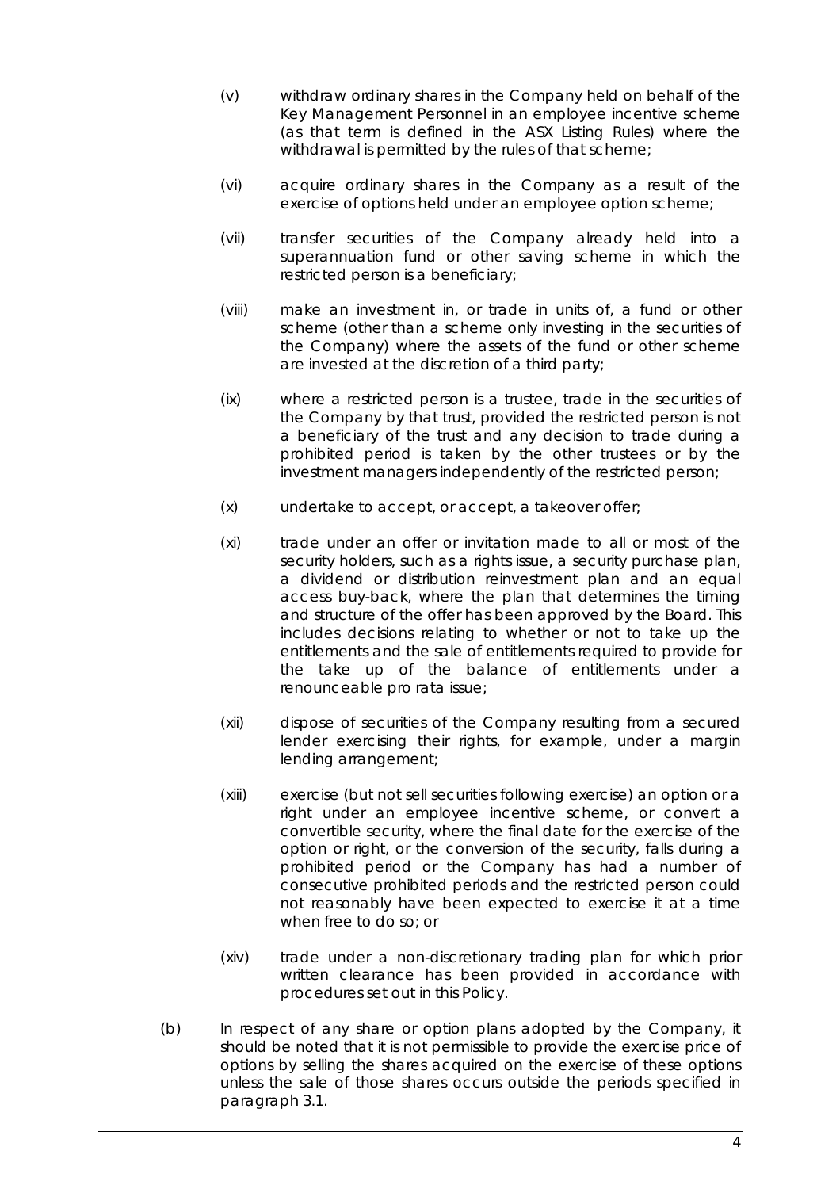- (v) withdraw ordinary shares in the Company held on behalf of the Key Management Personnel in an employee incentive scheme (as that term is defined in the ASX Listing Rules) where the withdrawal is permitted by the rules of that scheme;

- (vi) acquire ordinary shares in the Company as a result of the exercise of options held under an employee option scheme;

- (vii) transfer securities of the Company already held into a superannuation fund or other saving scheme in which the restricted person is a beneficiary;

- (viii) make an investment in, or trade in units of, a fund or other scheme (other than a scheme only investing in the securities of the Company) where the assets of the fund or other scheme are invested at the discretion of a third party;

- (ix) where a restricted person is a trustee, trade in the securities of the Company by that trust, provided the restricted person is not a beneficiary of the trust and any decision to trade during a prohibited period is taken by the other trustees or by the investment managers independently of the restricted person;

- (x) undertake to accept, or accept, a takeover offer;

- (xi) trade under an offer or invitation made to all or most of the security holders, such as a rights issue, a security purchase plan, a dividend or distribution reinvestment plan and an equal access buy-back, where the plan that determines the timing and structure of the offer has been approved by the Board. This includes decisions relating to whether or not to take up the entitlements and the sale of entitlements required to provide for the take up of the balance of entitlements under a renounceable pro rata issue;

- (xii) dispose of securities of the Company resulting from a secured lender exercising their rights, for example, under a margin lending arrangement;

- (xiii) exercise (but not sell securities following exercise) an option or a right under an employee incentive scheme, or convert a convertible security, where the final date for the exercise of the option or right, or the conversion of the security, falls during a prohibited period or the Company has had a number of consecutive prohibited periods and the restricted person could not reasonably have been expected to exercise it at a time when free to do so; or

- (xiv) trade under a non-discretionary trading plan for which prior written clearance has been provided in accordance with procedures set out in this Policy.

(b) In respect of any share or option plans adopted by the Company, it should be noted that it is not permissible to provide the exercise price of options by selling the shares acquired on the exercise of these options unless the sale of those shares occurs outside the periods specified in paragraph 3.1.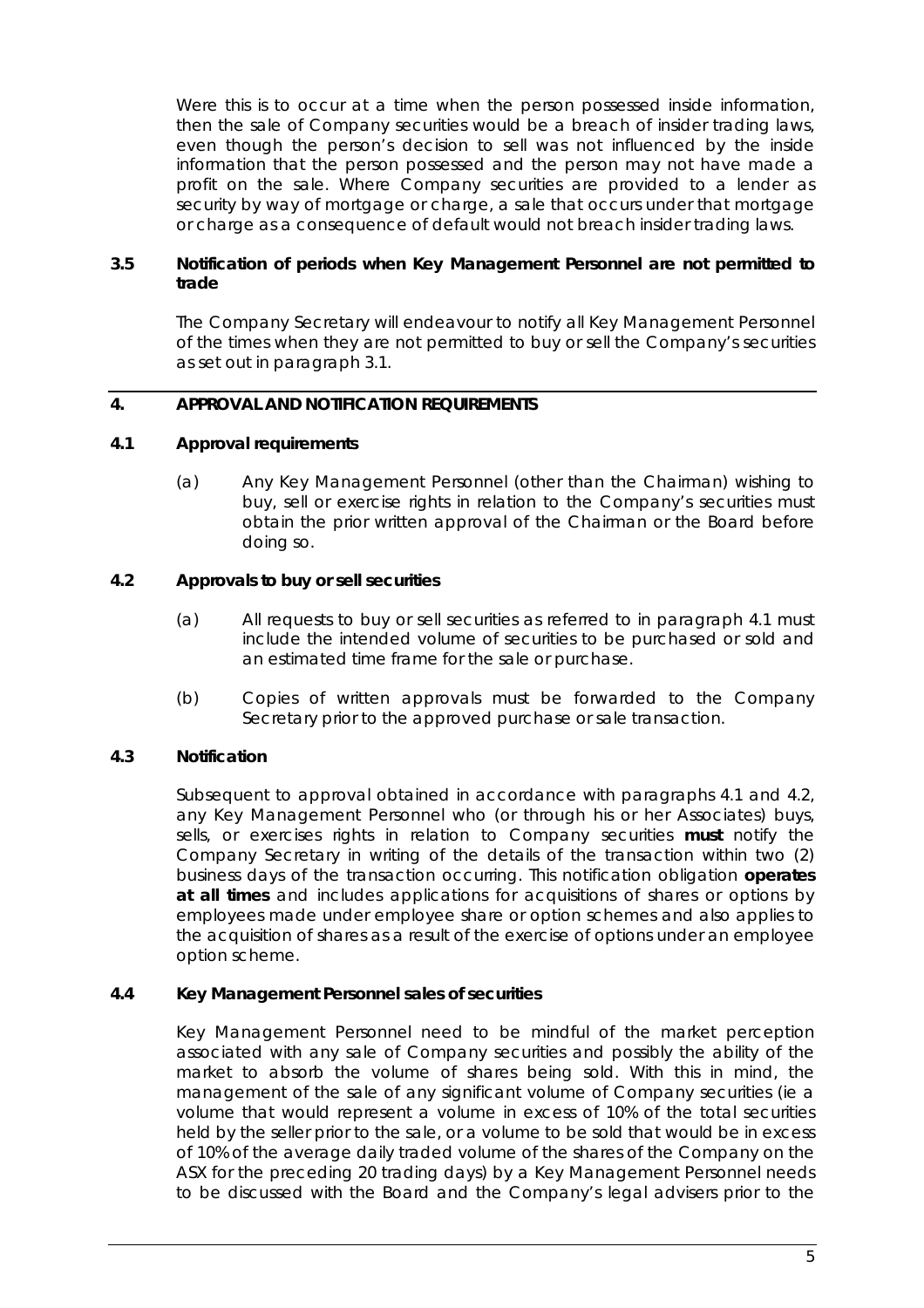Were this is to occur at a time when the person possessed inside information, then the sale of Company securities would be a breach of insider trading laws, even though the person's decision to sell was not influenced by the inside information that the person possessed and the person may not have made a profit on the sale. Where Company securities are provided to a lender as security by way of mortgage or charge, a sale that occurs under that mortgage or charge as a consequence of default would not breach insider trading laws.

### 3.5 Notification of periods when Key Management Personnel are not permitted to trade

The Company Secretary will endeavour to notify all Key Management Personnel of the times when they are not permitted to buy or sell the Company's securities as set out in paragraph 3.1.

## 4. APPROVAL AND NOTIFICATION REQUIREMENTS

### 4.1 Approval requirements

(a) Any Key Management Personnel (other than the Chairman) wishing to buy, sell or exercise rights in relation to the Company's securities must obtain the prior written approval of the Chairman or the Board before doing so.

### 4.2 Approvals to buy or sell securities

(a) All requests to buy or sell securities as referred to in paragraph 4.1 must include the intended volume of securities to be purchased or sold and an estimated time frame for the sale or purchase.

(b) Copies of written approvals must be forwarded to the Company Secretary prior to the approved purchase or sale transaction.

### 4.3 Notification

Subsequent to approval obtained in accordance with paragraphs 4.1 and 4.2, any Key Management Personnel who (or through his or her Associates) buys, sells, or exercises rights in relation to Company securities **must** notify the Company Secretary in writing of the details of the transaction within two (2) business days of the transaction occurring. This notification obligation **operates at all times** and includes applications for acquisitions of shares or options by employees made under employee share or option schemes and also applies to the acquisition of shares as a result of the exercise of options under an employee option scheme.

### 4.4 Key Management Personnel sales of securities

Key Management Personnel need to be mindful of the market perception associated with any sale of Company securities and possibly the ability of the market to absorb the volume of shares being sold. With this in mind, the management of the sale of any significant volume of Company securities (ie a volume that would represent a volume in excess of 10% of the total securities held by the seller prior to the sale, or a volume to be sold that would be in excess of 10% of the average daily traded volume of the shares of the Company on the ASX for the preceding 20 trading days) by a Key Management Personnel needs to be discussed with the Board and the Company's legal advisers prior to the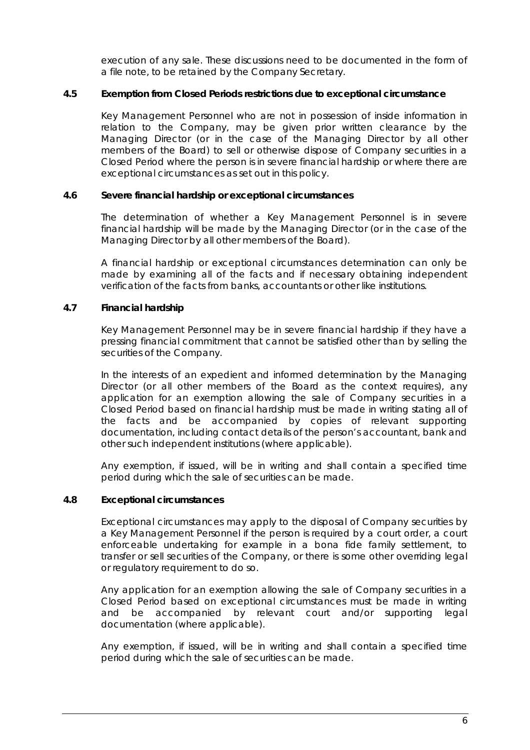execution of any sale. These discussions need to be documented in the form of a file note, to be retained by the Company Secretary.

### 4.5 Exemption from Closed Periods restrictions due to exceptional circumstance

Key Management Personnel who are not in possession of inside information in relation to the Company, may be given prior written clearance by the Managing Director (or in the case of the Managing Director by all other members of the Board) to sell or otherwise dispose of Company securities in a Closed Period where the person is in severe financial hardship or where there are exceptional circumstances as set out in this policy.

### 4.6 Severe financial hardship or exceptional circumstances

The determination of whether a Key Management Personnel is in severe financial hardship will be made by the Managing Director (or in the case of the Managing Director by all other members of the Board).

A financial hardship or exceptional circumstances determination can only be made by examining all of the facts and if necessary obtaining independent verification of the facts from banks, accountants or other like institutions.

### 4.7 Financial hardship

Key Management Personnel may be in severe financial hardship if they have a pressing financial commitment that cannot be satisfied other than by selling the securities of the Company.

In the interests of an expedient and informed determination by the Managing Director (or all other members of the Board as the context requires), any application for an exemption allowing the sale of Company securities in a Closed Period based on financial hardship must be made in writing stating all of the facts and be accompanied by copies of relevant supporting documentation, including contact details of the person's accountant, bank and other such independent institutions (where applicable).

Any exemption, if issued, will be in writing and shall contain a specified time period during which the sale of securities can be made.

### 4.8 Exceptional circumstances

Exceptional circumstances may apply to the disposal of Company securities by a Key Management Personnel if the person is required by a court order, a court enforceable undertaking for example in a bona fide family settlement, to transfer or sell securities of the Company, or there is some other overriding legal or regulatory requirement to do so.

Any application for an exemption allowing the sale of Company securities in a Closed Period based on exceptional circumstances must be made in writing and be accompanied by relevant court and/or supporting legal documentation (where applicable).

Any exemption, if issued, will be in writing and shall contain a specified time period during which the sale of securities can be made.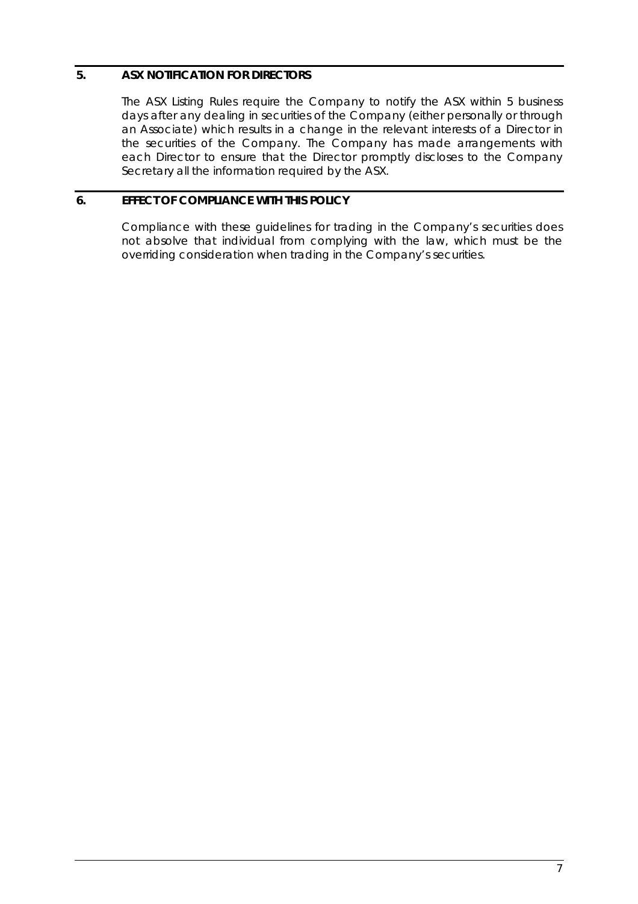## 5. ASX NOTIFICATION FOR DIRECTORS

The ASX Listing Rules require the Company to notify the ASX within 5 business days after any dealing in securities of the Company (either personally or through an Associate) which results in a change in the relevant interests of a Director in the securities of the Company. The Company has made arrangements with each Director to ensure that the Director promptly discloses to the Company Secretary all the information required by the ASX.

## 6. EFFECT OF COMPLIANCE WITH THIS POLICY

Compliance with these guidelines for trading in the Company's securities does not absolve that individual from complying with the law, which must be the overriding consideration when trading in the Company's securities.